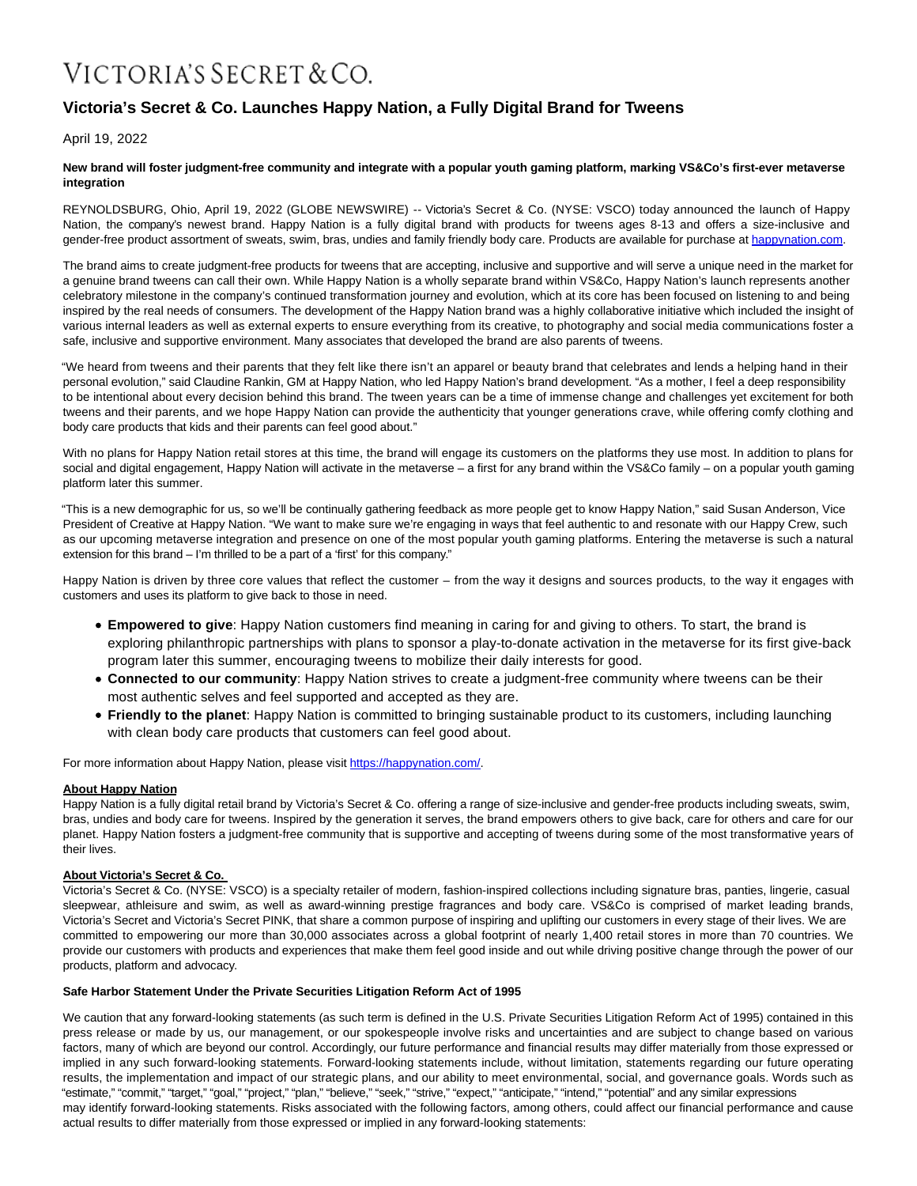# VICTORIA'S SECRET & CO.

## Victoria's Secret & Co. Launches Happy Nation, a Fully Digital Brand for Tweens

April 19, 2022

**New brand will foster judgment-free community and integrate with a popular youth gaming platform, marking VS&Co's first-ever metaverse integration**

REYNOLDSBURG, Ohio, April 19, 2022 (GLOBE NEWSWIRE) -- Victoria's Secret & Co. (NYSE: VSCO) today announced the launch of Happy Nation, the company's newest brand. Happy Nation is a fully digital brand with products for tweens ages 8-13 and offers a size-inclusive and gender-free product assortment of sweats, swim, bras, undies and family friendly body care. Products are available for purchase at happynation.com.

The brand aims to create judgment-free products for tweens that are accepting, inclusive and supportive and will serve a unique need in the market for a genuine brand tweens can call their own. While Happy Nation is a wholly separate brand within VS&Co, Happy Nation's launch represents another celebratory milestone in the company's continued transformation journey and evolution, which at its core has been focused on listening to and being inspired by the real needs of consumers. The development of the Happy Nation brand was a highly collaborative initiative which included the insight of various internal leaders as well as external experts to ensure everything from its creative, to photography and social media communications foster a safe, inclusive and supportive environment. Many associates that developed the brand are also parents of tweens.

"We heard from tweens and their parents that they felt like there isn't an apparel or beauty brand that celebrates and lends a helping hand in their personal evolution," said Claudine Rankin, GM at Happy Nation, who led Happy Nation's brand development. "As a mother, I feel a deep responsibility to be intentional about every decision behind this brand. The tween years can be a time of immense change and challenges yet excitement for both tweens and their parents, and we hope Happy Nation can provide the authenticity that younger generations crave, while offering comfy clothing and body care products that kids and their parents can feel good about."

With no plans for Happy Nation retail stores at this time, the brand will engage its customers on the platforms they use most. In addition to plans for social and digital engagement, Happy Nation will activate in the metaverse – a first for any brand within the VS&Co family – on a popular youth gaming platform later this summer.

"This is a new demographic for us, so we'll be continually gathering feedback as more people get to know Happy Nation," said Susan Anderson, Vice President of Creative at Happy Nation. "We want to make sure we're engaging in ways that feel authentic to and resonate with our Happy Crew, such as our upcoming metaverse integration and presence on one of the most popular youth gaming platforms. Entering the metaverse is such a natural extension for this brand – I'm thrilled to be a part of a 'first' for this company."

Happy Nation is driven by three core values that reflect the customer – from the way it designs and sources products, to the way it engages with customers and uses its platform to give back to those in need.

- **Empowered to give**: Happy Nation customers find meaning in caring for and giving to others. To start, the brand is exploring philanthropic partnerships with plans to sponsor a play-to-donate activation in the metaverse for its first give-back program later this summer, encouraging tweens to mobilize their daily interests for good.
- **Connected to our community**: Happy Nation strives to create a judgment-free community where tweens can be their most authentic selves and feel supported and accepted as they are.
- **Friendly to the planet**: Happy Nation is committed to bringing sustainable product to its customers, including launching with clean body care products that customers can feel good about.

For more information about Happy Nation, please visit https://happynation.com/.

**About Happy Nation**

Happy Nation is a fully digital retail brand by Victoria's Secret & Co. offering a range of size-inclusive and gender-free products including sweats, swim, bras, undies and body care for tweens. Inspired by the generation it serves, the brand empowers others to give back, care for others and care for our planet. Happy Nation fosters a judgment-free community that is supportive and accepting of tweens during some of the most transformative years of their lives.

**About Victoria's Secret & Co.**

Victoria's Secret & Co. (NYSE: VSCO) is a specialty retailer of modern, fashion-inspired collections including signature bras, panties, lingerie, casual sleepwear, athleisure and swim, as well as award-winning prestige fragrances and body care. VS&Co is comprised of market leading brands, Victoria's Secret and Victoria's Secret PINK, that share a common purpose of inspiring and uplifting our customers in every stage of their lives. We are committed to empowering our more than 30,000 associates across a global footprint of nearly 1,400 retail stores in more than 70 countries. We provide our customers with products and experiences that make them feel good inside and out while driving positive change through the power of our products, platform and advocacy.

**Safe Harbor Statement Under the Private Securities Litigation Reform Act of 1995**

We caution that any forward-looking statements (as such term is defined in the U.S. Private Securities Litigation Reform Act of 1995) contained in this press release or made by us, our management, or our spokespeople involve risks and uncertainties and are subject to change based on various factors, many of which are beyond our control. Accordingly, our future performance and financial results may differ materially from those expressed or implied in any such forward-looking statements. Forward-looking statements include, without limitation, statements regarding our future operating results, the implementation and impact of our strategic plans, and our ability to meet environmental, social, and governance goals. Words such as "estimate," "commit," "target," "goal," "project," "plan," "believe," "seek," "strive," "expect," "anticipate," "intend," "potential" and any similar expressions may identify forward-looking statements. Risks associated with the following factors, among others, could affect our financial performance and cause actual results to differ materially from those expressed or implied in any forward-looking statements: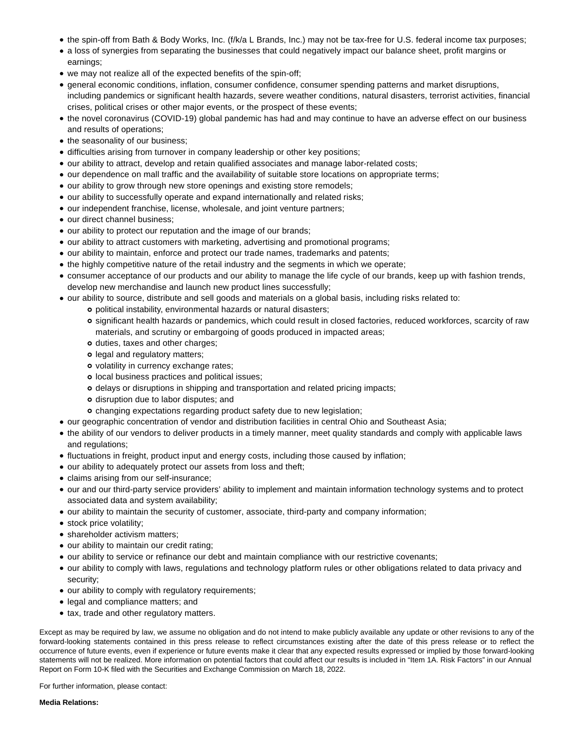- the spin-off from Bath & Body Works, Inc. (f/k/a L Brands, Inc.) may not be tax-free for U.S. federal income tax purposes;
- a loss of synergies from separating the businesses that could negatively impact our balance sheet, profit margins or earnings;
- we may not realize all of the expected benefits of the spin-off;
- general economic conditions, inflation, consumer confidence, consumer spending patterns and market disruptions, including pandemics or significant health hazards, severe weather conditions, natural disasters, terrorist activities, financial crises, political crises or other major events, or the prospect of these events;
- the novel coronavirus (COVID-19) global pandemic has had and may continue to have an adverse effect on our business and results of operations;
- the seasonality of our business;
- difficulties arising from turnover in company leadership or other key positions;
- our ability to attract, develop and retain qualified associates and manage labor-related costs;
- our dependence on mall traffic and the availability of suitable store locations on appropriate terms;
- our ability to grow through new store openings and existing store remodels;
- our ability to successfully operate and expand internationally and related risks;
- our independent franchise, license, wholesale, and joint venture partners;
- our direct channel business;
- our ability to protect our reputation and the image of our brands;
- our ability to attract customers with marketing, advertising and promotional programs;
- our ability to maintain, enforce and protect our trade names, trademarks and patents;
- the highly competitive nature of the retail industry and the segments in which we operate;
- consumer acceptance of our products and our ability to manage the life cycle of our brands, keep up with fashion trends, develop new merchandise and launch new product lines successfully;
- our ability to source, distribute and sell goods and materials on a global basis, including risks related to:
  - political instability, environmental hazards or natural disasters;
  - significant health hazards or pandemics, which could result in closed factories, reduced workforces, scarcity of raw materials, and scrutiny or embargoing of goods produced in impacted areas;
  - duties, taxes and other charges;
  - legal and regulatory matters;
  - volatility in currency exchange rates;
  - local business practices and political issues;
  - delays or disruptions in shipping and transportation and related pricing impacts;
  - disruption due to labor disputes; and
  - changing expectations regarding product safety due to new legislation;
- our geographic concentration of vendor and distribution facilities in central Ohio and Southeast Asia;
- the ability of our vendors to deliver products in a timely manner, meet quality standards and comply with applicable laws and regulations;
- fluctuations in freight, product input and energy costs, including those caused by inflation;
- our ability to adequately protect our assets from loss and theft;
- claims arising from our self-insurance;
- our and our third-party service providers' ability to implement and maintain information technology systems and to protect associated data and system availability;
- our ability to maintain the security of customer, associate, third-party and company information;
- stock price volatility;
- shareholder activism matters;
- our ability to maintain our credit rating;
- our ability to service or refinance our debt and maintain compliance with our restrictive covenants;
- our ability to comply with laws, regulations and technology platform rules or other obligations related to data privacy and security;
- our ability to comply with regulatory requirements;
- legal and compliance matters; and
- tax, trade and other regulatory matters.

Except as may be required by law, we assume no obligation and do not intend to make publicly available any update or other revisions to any of the forward-looking statements contained in this press release to reflect circumstances existing after the date of this press release or to reflect the occurrence of future events, even if experience or future events make it clear that any expected results expressed or implied by those forward-looking statements will not be realized. More information on potential factors that could affect our results is included in "Item 1A. Risk Factors" in our Annual Report on Form 10-K filed with the Securities and Exchange Commission on March 18, 2022.

For further information, please contact:

**Media Relations:**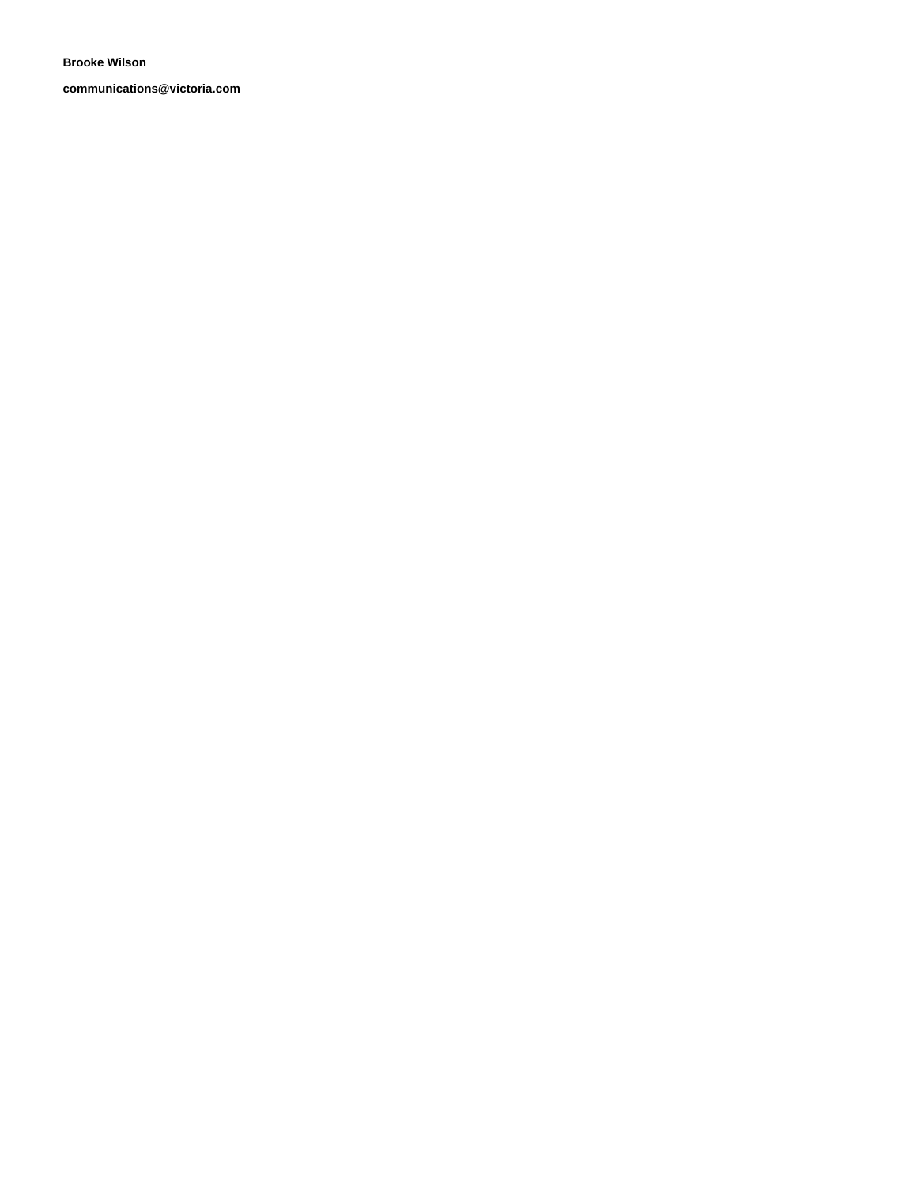**Brooke Wilson**

**communications@victoria.com**